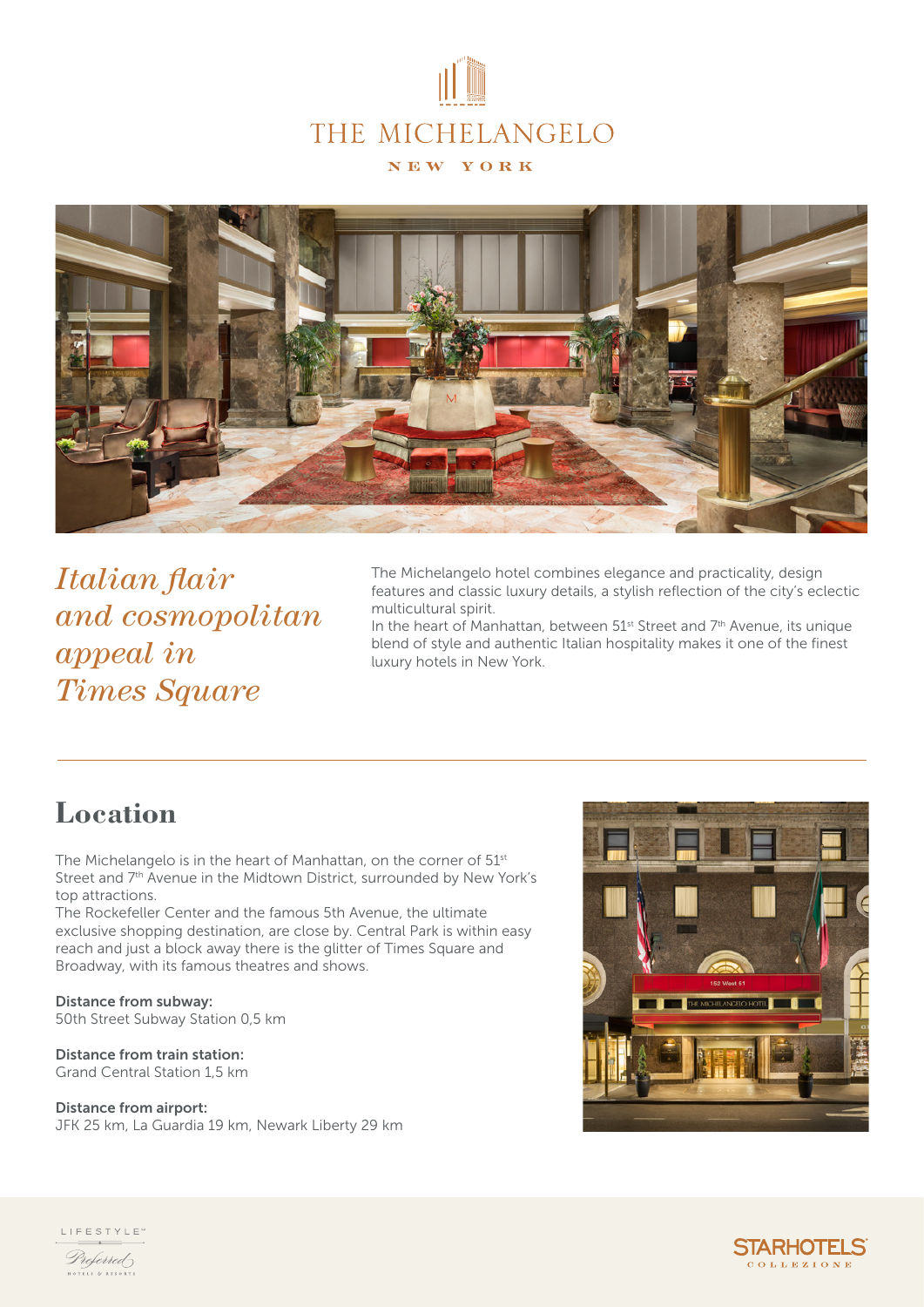# THE MICHELANGELO

NEW YORK

## *Italian flair and cosmopolitan appeal in Times Square*

The Michelangelo hotel combines elegance and practicality, design features and classic luxury details, a stylish reflection of the city's eclectic multicultural spirit.
In the heart of Manhattan, between 51st Street and 7th Avenue, its unique blend of style and authentic Italian hospitality makes it one of the finest luxury hotels in New York.

## Location

The Michelangelo is in the heart of Manhattan, on the corner of 51st Street and 7th Avenue in the Midtown District, surrounded by New York's top attractions.
The Rockefeller Center and the famous 5th Avenue, the ultimate exclusive shopping destination, are close by. Central Park is within easy reach and just a block away there is the glitter of Times Square and Broadway, with its famous theatres and shows.

**Distance from subway:**
50th Street Subway Station 0,5 km

**Distance from train station:**
Grand Central Station 1,5 km

**Distance from airport:**
JFK 25 km, La Guardia 19 km, Newark Liberty 29 km

LIFESTYLE Preferred HOTELS & RESORTS

STARHOTELS COLLEZIONE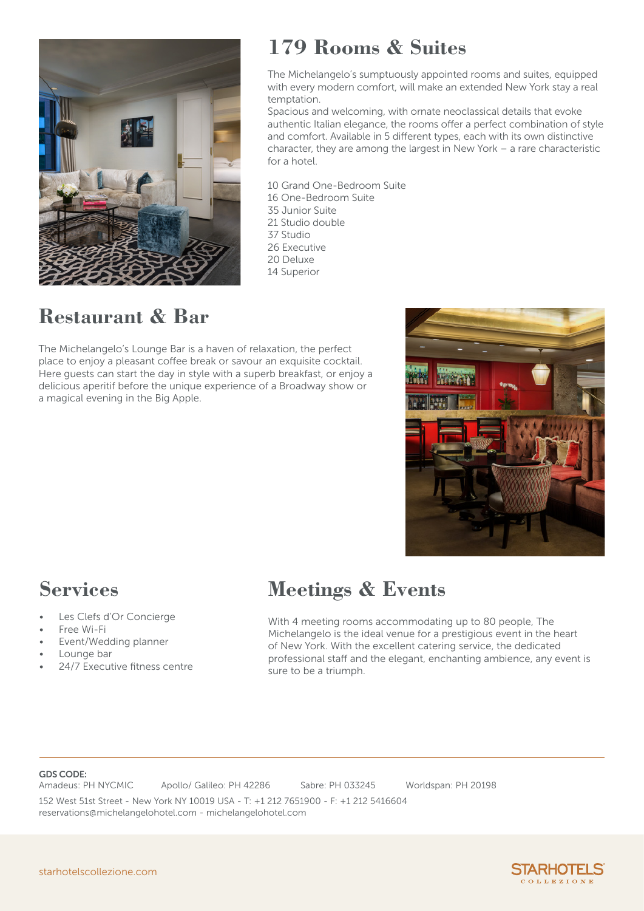## 179 Rooms & Suites

The Michelangelo's sumptuously appointed rooms and suites, equipped with every modern comfort, will make an extended New York stay a real temptation.
Spacious and welcoming, with ornate neoclassical details that evoke authentic Italian elegance, the rooms offer a perfect combination of style and comfort. Available in 5 different types, each with its own distinctive character, they are among the largest in New York – a rare characteristic for a hotel.

10 Grand One-Bedroom Suite
16 One-Bedroom Suite
35 Junior Suite
21 Studio double
37 Studio
26 Executive
20 Deluxe
14 Superior

## Restaurant & Bar

The Michelangelo's Lounge Bar is a haven of relaxation, the perfect place to enjoy a pleasant coffee break or savour an exquisite cocktail. Here guests can start the day in style with a superb breakfast, or enjoy a delicious aperitif before the unique experience of a Broadway show or a magical evening in the Big Apple.

## Services

- Les Clefs d'Or Concierge
- Free Wi-Fi
- Event/Wedding planner
- Lounge bar
- 24/7 Executive fitness centre

## Meetings & Events

With 4 meeting rooms accommodating up to 80 people, The Michelangelo is the ideal venue for a prestigious event in the heart of New York. With the excellent catering service, the dedicated professional staff and the elegant, enchanting ambience, any event is sure to be a triumph.

**GDS CODE:**
Amadeus: PH NYCMIC Apollo/ Galileo: PH 42286 Sabre: PH 033245 Worldspan: PH 20198

152 West 51st Street - New York NY 10019 USA - T: +1 212 7651900 - F: +1 212 5416604
reservations@michelangelohotel.com - michelangelohotel.com

starhotelscollezione.com

STARHOTELS COLLEZIONE